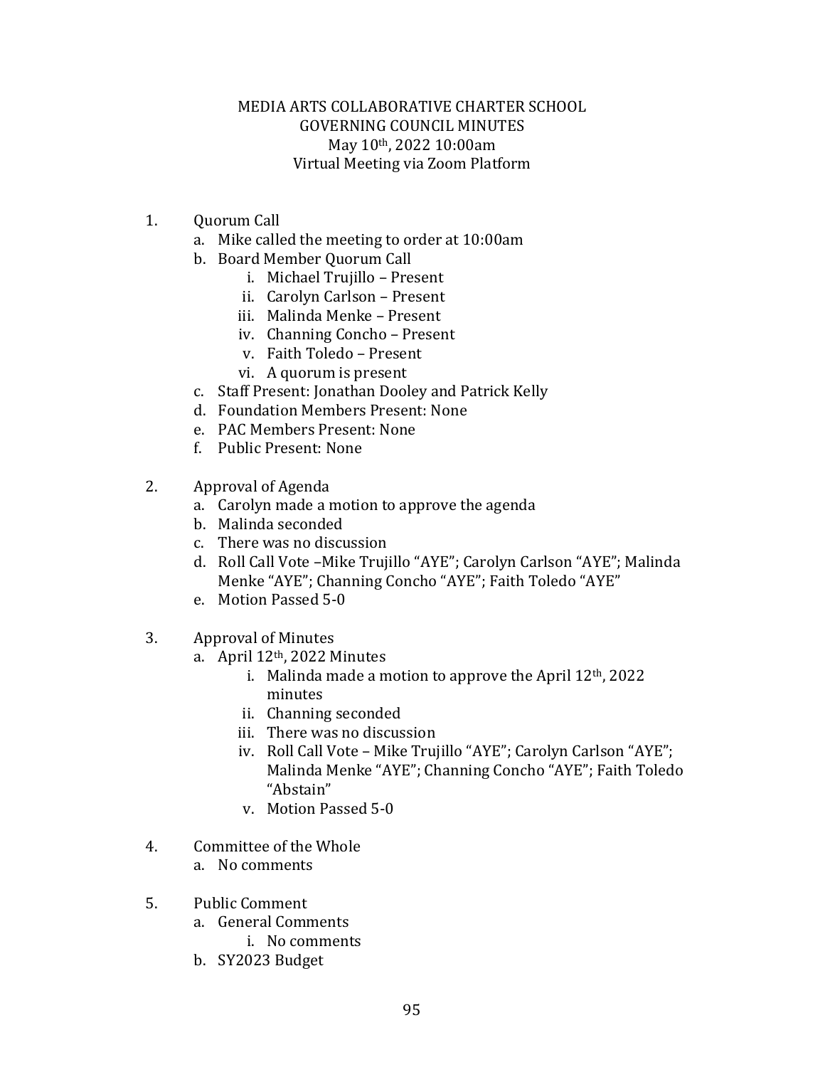# MEDIA ARTS COLLABORATIVE CHARTER SCHOOL
## GOVERNING COUNCIL MINUTES
### May 10th, 2022 10:00am
### Virtual Meeting via Zoom Platform

1. Quorum Call
   a. Mike called the meeting to order at 10:00am
   b. Board Member Quorum Call
      i. Michael Trujillo – Present
      ii. Carolyn Carlson – Present
      iii. Malinda Menke – Present
      iv. Channing Concho – Present
      v. Faith Toledo – Present
      vi. A quorum is present
   c. Staff Present: Jonathan Dooley and Patrick Kelly
   d. Foundation Members Present: None
   e. PAC Members Present: None
   f. Public Present: None

2. Approval of Agenda
   a. Carolyn made a motion to approve the agenda
   b. Malinda seconded
   c. There was no discussion
   d. Roll Call Vote –Mike Trujillo "AYE"; Carolyn Carlson "AYE"; Malinda Menke "AYE"; Channing Concho "AYE"; Faith Toledo "AYE"
   e. Motion Passed 5-0

3. Approval of Minutes
   a. April 12th, 2022 Minutes
      i. Malinda made a motion to approve the April 12th, 2022 minutes
      ii. Channing seconded
      iii. There was no discussion
      iv. Roll Call Vote – Mike Trujillo "AYE"; Carolyn Carlson "AYE"; Malinda Menke "AYE"; Channing Concho "AYE"; Faith Toledo "Abstain"
      v. Motion Passed 5-0

4. Committee of the Whole
   a. No comments

5. Public Comment
   a. General Comments
      i. No comments
   b. SY2023 Budget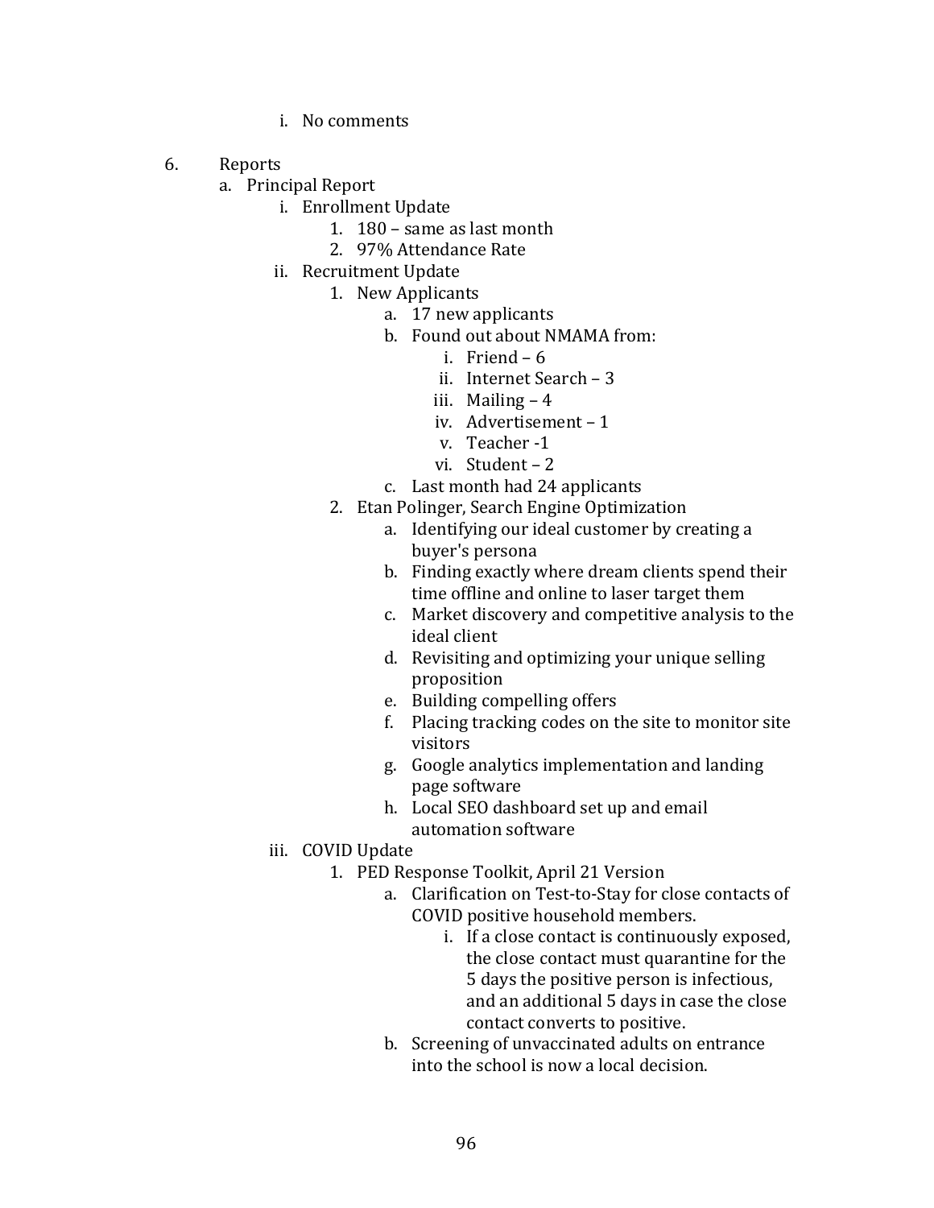i. No comments

6. Reports
   a. Principal Report
      i. Enrollment Update
         1. 180 – same as last month
         2. 97% Attendance Rate
      ii. Recruitment Update
         1. New Applicants
            a. 17 new applicants
            b. Found out about NMAMA from:
               i. Friend – 6
               ii. Internet Search – 3
               iii. Mailing – 4
               iv. Advertisement – 1
               v. Teacher -1
               vi. Student – 2
            c. Last month had 24 applicants
         2. Etan Polinger, Search Engine Optimization
            a. Identifying our ideal customer by creating a buyer's persona
            b. Finding exactly where dream clients spend their time offline and online to laser target them
            c. Market discovery and competitive analysis to the ideal client
            d. Revisiting and optimizing your unique selling proposition
            e. Building compelling offers
            f. Placing tracking codes on the site to monitor site visitors
            g. Google analytics implementation and landing page software
            h. Local SEO dashboard set up and email automation software
      iii. COVID Update
         1. PED Response Toolkit, April 21 Version
            a. Clarification on Test-to-Stay for close contacts of COVID positive household members.
               i. If a close contact is continuously exposed, the close contact must quarantine for the 5 days the positive person is infectious, and an additional 5 days in case the close contact converts to positive.
            b. Screening of unvaccinated adults on entrance into the school is now a local decision.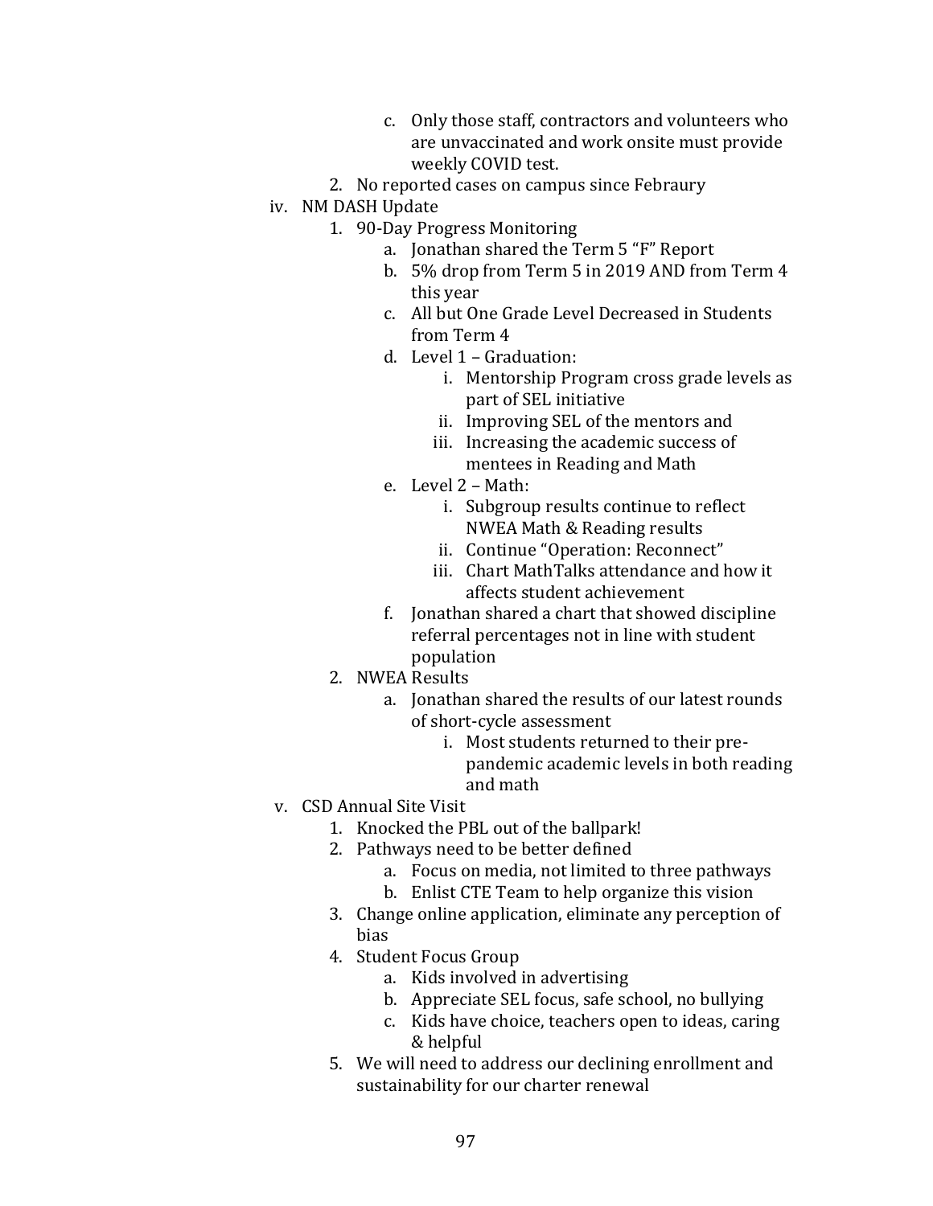c. Only those staff, contractors and volunteers who are unvaccinated and work onsite must provide weekly COVID test.
        2. No reported cases on campus since Febraury
    iv. NM DASH Update
        1. 90-Day Progress Monitoring
            a. Jonathan shared the Term 5 "F" Report
            b. 5% drop from Term 5 in 2019 AND from Term 4 this year
            c. All but One Grade Level Decreased in Students from Term 4
            d. Level 1 – Graduation:
                i. Mentorship Program cross grade levels as part of SEL initiative
                ii. Improving SEL of the mentors and
                iii. Increasing the academic success of mentees in Reading and Math
            e. Level 2 – Math:
                i. Subgroup results continue to reflect NWEA Math & Reading results
                ii. Continue "Operation: Reconnect"
                iii. Chart MathTalks attendance and how it affects student achievement
            f. Jonathan shared a chart that showed discipline referral percentages not in line with student population
        2. NWEA Results
            a. Jonathan shared the results of our latest rounds of short-cycle assessment
                i. Most students returned to their pre-pandemic academic levels in both reading and math
    v. CSD Annual Site Visit
        1. Knocked the PBL out of the ballpark!
        2. Pathways need to be better defined
            a. Focus on media, not limited to three pathways
            b. Enlist CTE Team to help organize this vision
        3. Change online application, eliminate any perception of bias
        4. Student Focus Group
            a. Kids involved in advertising
            b. Appreciate SEL focus, safe school, no bullying
            c. Kids have choice, teachers open to ideas, caring & helpful
        5. We will need to address our declining enrollment and sustainability for our charter renewal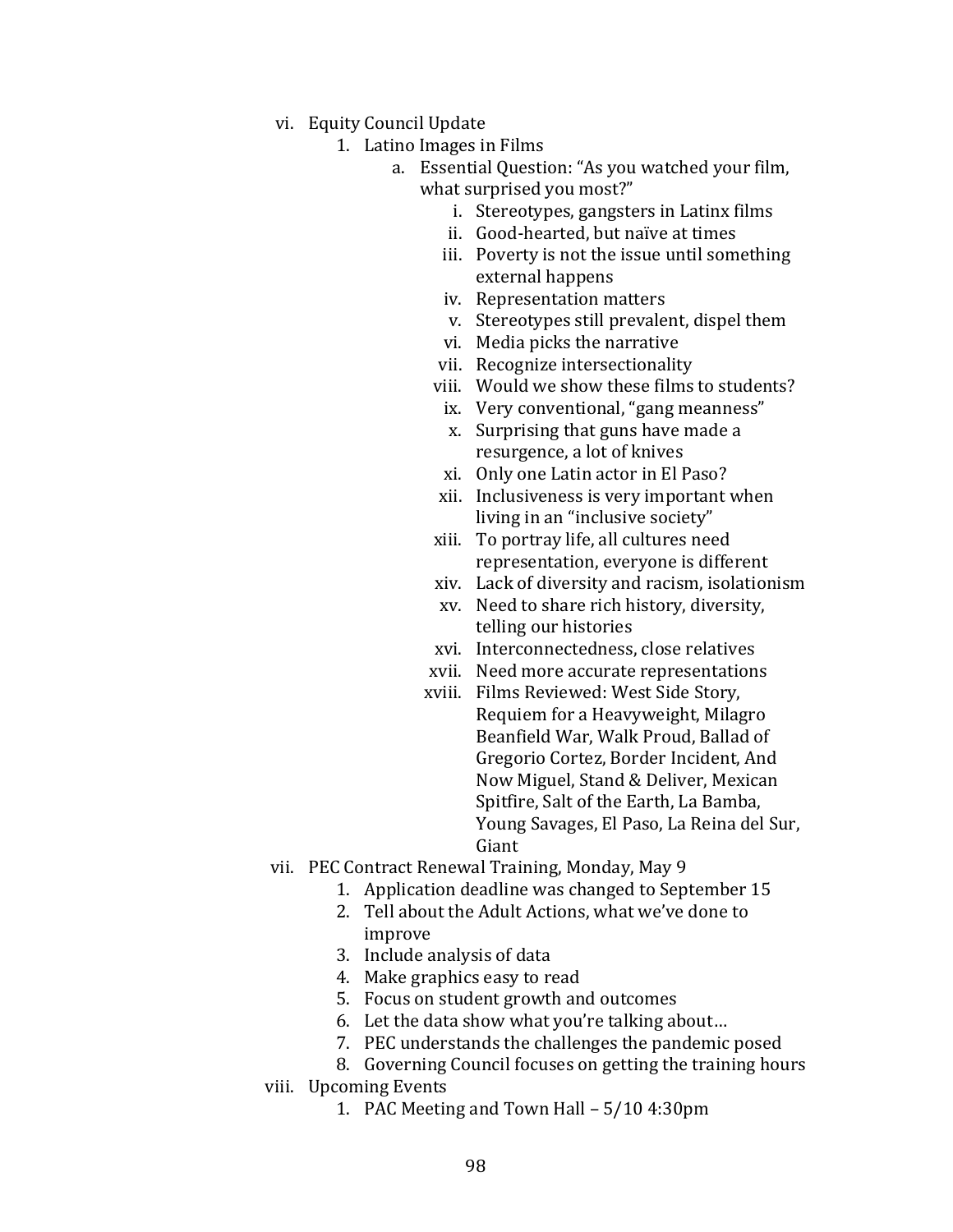vi. Equity Council Update
   1. Latino Images in Films
      a. Essential Question: "As you watched your film, what surprised you most?"
         i. Stereotypes, gangsters in Latinx films
         ii. Good-hearted, but naïve at times
         iii. Poverty is not the issue until something external happens
         iv. Representation matters
         v. Stereotypes still prevalent, dispel them
         vi. Media picks the narrative
         vii. Recognize intersectionality
         viii. Would we show these films to students?
         ix. Very conventional, "gang meanness"
         x. Surprising that guns have made a resurgence, a lot of knives
         xi. Only one Latin actor in El Paso?
         xii. Inclusiveness is very important when living in an "inclusive society"
         xiii. To portray life, all cultures need representation, everyone is different
         xiv. Lack of diversity and racism, isolationism
         xv. Need to share rich history, diversity, telling our histories
         xvi. Interconnectedness, close relatives
         xvii. Need more accurate representations
         xviii. Films Reviewed: West Side Story, Requiem for a Heavyweight, Milagro Beanfield War, Walk Proud, Ballad of Gregorio Cortez, Border Incident, And Now Miguel, Stand & Deliver, Mexican Spitfire, Salt of the Earth, La Bamba, Young Savages, El Paso, La Reina del Sur, Giant

vii. PEC Contract Renewal Training, Monday, May 9
   1. Application deadline was changed to September 15
   2. Tell about the Adult Actions, what we've done to improve
   3. Include analysis of data
   4. Make graphics easy to read
   5. Focus on student growth and outcomes
   6. Let the data show what you're talking about…
   7. PEC understands the challenges the pandemic posed
   8. Governing Council focuses on getting the training hours

viii. Upcoming Events
   1. PAC Meeting and Town Hall – 5/10 4:30pm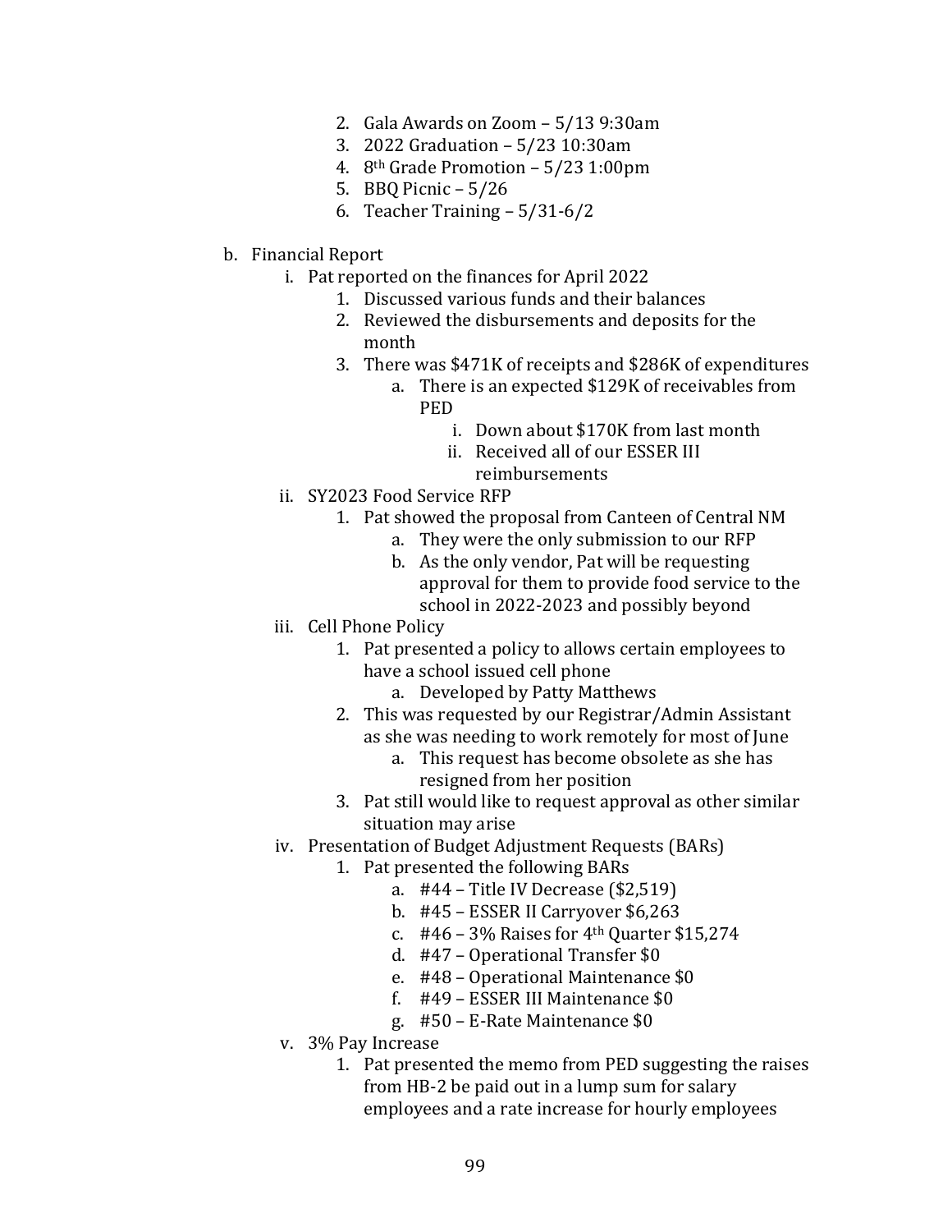2. Gala Awards on Zoom – 5/13 9:30am
3. 2022 Graduation – 5/23 10:30am
4. 8th Grade Promotion – 5/23 1:00pm
5. BBQ Picnic – 5/26
6. Teacher Training – 5/31-6/2

b. Financial Report
   i. Pat reported on the finances for April 2022
      1. Discussed various funds and their balances
      2. Reviewed the disbursements and deposits for the month
      3. There was $471K of receipts and $286K of expenditures
         a. There is an expected $129K of receivables from PED
            i. Down about $170K from last month
            ii. Received all of our ESSER III reimbursements
   ii. SY2023 Food Service RFP
      1. Pat showed the proposal from Canteen of Central NM
         a. They were the only submission to our RFP
         b. As the only vendor, Pat will be requesting approval for them to provide food service to the school in 2022-2023 and possibly beyond
   iii. Cell Phone Policy
      1. Pat presented a policy to allows certain employees to have a school issued cell phone
         a. Developed by Patty Matthews
      2. This was requested by our Registrar/Admin Assistant as she was needing to work remotely for most of June
         a. This request has become obsolete as she has resigned from her position
      3. Pat still would like to request approval as other similar situation may arise
   iv. Presentation of Budget Adjustment Requests (BARs)
      1. Pat presented the following BARs
         a. #44 – Title IV Decrease ($2,519)
         b. #45 – ESSER II Carryover $6,263
         c. #46 – 3% Raises for 4th Quarter $15,274
         d. #47 – Operational Transfer $0
         e. #48 – Operational Maintenance $0
         f. #49 – ESSER III Maintenance $0
         g. #50 – E-Rate Maintenance $0
   v. 3% Pay Increase
      1. Pat presented the memo from PED suggesting the raises from HB-2 be paid out in a lump sum for salary employees and a rate increase for hourly employees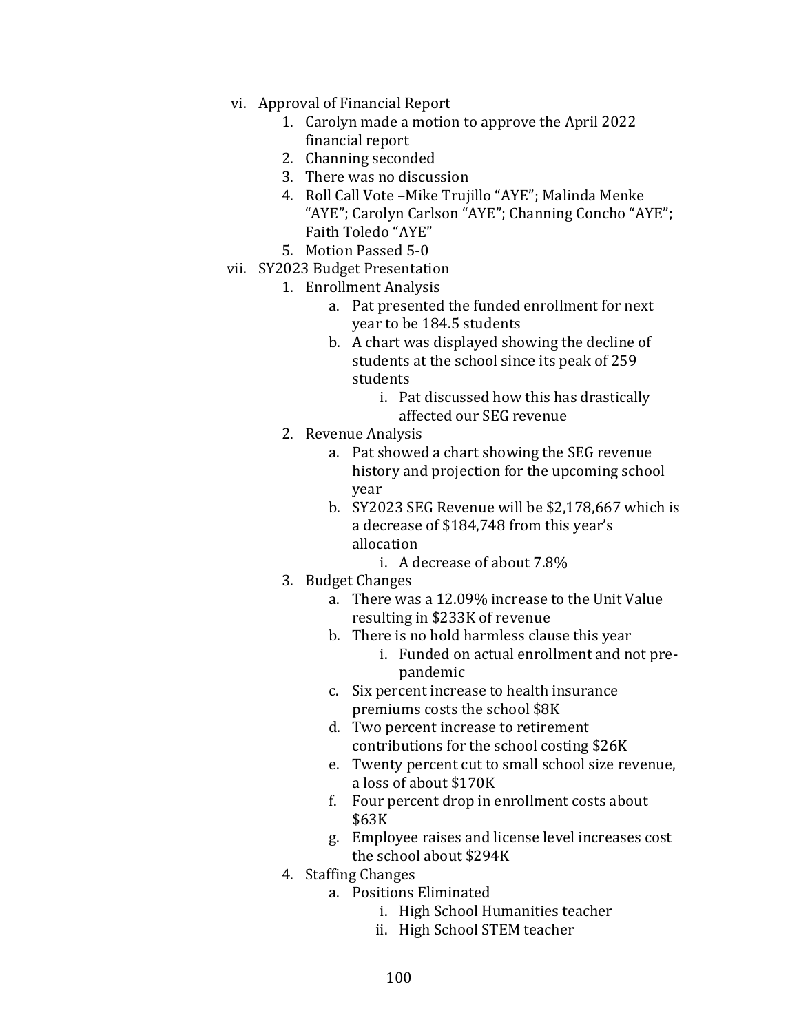vi. Approval of Financial Report
    1. Carolyn made a motion to approve the April 2022 financial report
    2. Channing seconded
    3. There was no discussion
    4. Roll Call Vote –Mike Trujillo “AYE”; Malinda Menke “AYE”; Carolyn Carlson “AYE”; Channing Concho “AYE”; Faith Toledo “AYE”
    5. Motion Passed 5-0

vii. SY2023 Budget Presentation
    1. Enrollment Analysis
        a. Pat presented the funded enrollment for next year to be 184.5 students
        b. A chart was displayed showing the decline of students at the school since its peak of 259 students
            i. Pat discussed how this has drastically affected our SEG revenue
    2. Revenue Analysis
        a. Pat showed a chart showing the SEG revenue history and projection for the upcoming school year
        b. SY2023 SEG Revenue will be $2,178,667 which is a decrease of $184,748 from this year’s allocation
            i. A decrease of about 7.8%
    3. Budget Changes
        a. There was a 12.09% increase to the Unit Value resulting in $233K of revenue
        b. There is no hold harmless clause this year
            i. Funded on actual enrollment and not pre-pandemic
        c. Six percent increase to health insurance premiums costs the school $8K
        d. Two percent increase to retirement contributions for the school costing $26K
        e. Twenty percent cut to small school size revenue, a loss of about $170K
        f. Four percent drop in enrollment costs about $63K
        g. Employee raises and license level increases cost the school about $294K
    4. Staffing Changes
        a. Positions Eliminated
            i. High School Humanities teacher
            ii. High School STEM teacher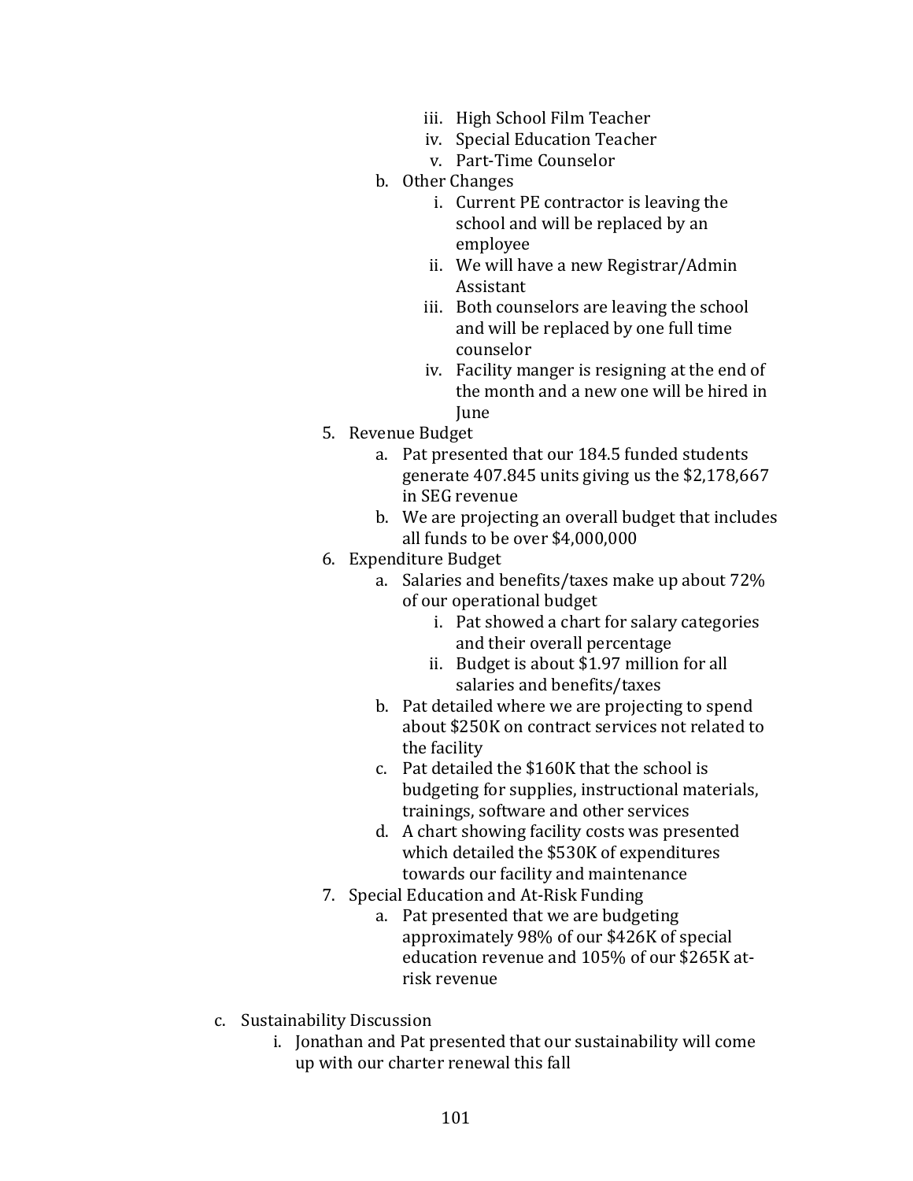- iii. High School Film Teacher
   - iv. Special Education Teacher
   - v. Part-Time Counselor
   - b. Other Changes
     - i. Current PE contractor is leaving the school and will be replaced by an employee
     - ii. We will have a new Registrar/Admin Assistant
     - iii. Both counselors are leaving the school and will be replaced by one full time counselor
     - iv. Facility manger is resigning at the end of the month and a new one will be hired in June
5. Revenue Budget
   - a. Pat presented that our 184.5 funded students generate 407.845 units giving us the $2,178,667 in SEG revenue
   - b. We are projecting an overall budget that includes all funds to be over $4,000,000
6. Expenditure Budget
   - a. Salaries and benefits/taxes make up about 72% of our operational budget
     - i. Pat showed a chart for salary categories and their overall percentage
     - ii. Budget is about $1.97 million for all salaries and benefits/taxes
   - b. Pat detailed where we are projecting to spend about $250K on contract services not related to the facility
   - c. Pat detailed the $160K that the school is budgeting for supplies, instructional materials, trainings, software and other services
   - d. A chart showing facility costs was presented which detailed the $530K of expenditures towards our facility and maintenance
7. Special Education and At-Risk Funding
   - a. Pat presented that we are budgeting approximately 98% of our $426K of special education revenue and 105% of our $265K at-risk revenue

c. Sustainability Discussion
   - i. Jonathan and Pat presented that our sustainability will come up with our charter renewal this fall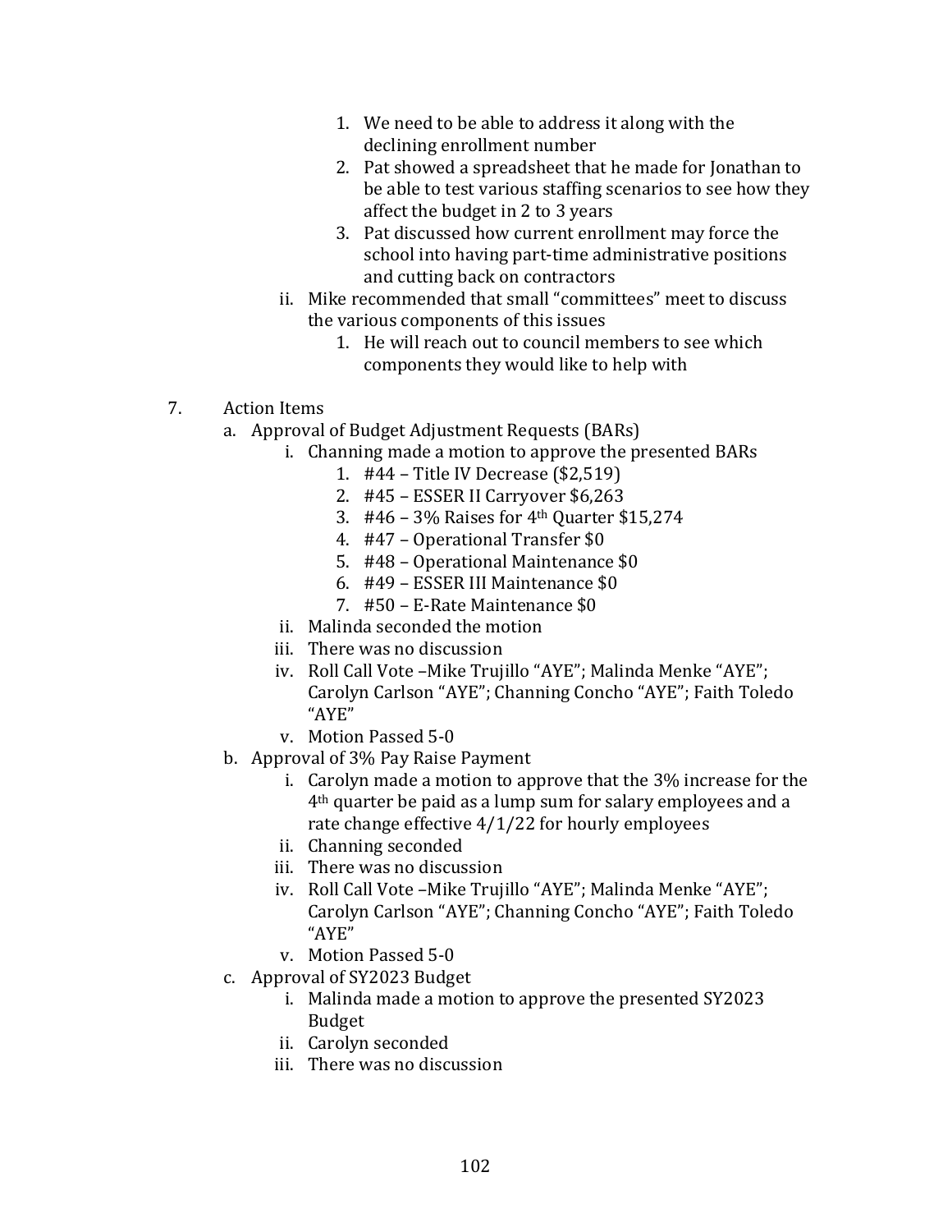1. We need to be able to address it along with the declining enrollment number
2. Pat showed a spreadsheet that he made for Jonathan to be able to test various staffing scenarios to see how they affect the budget in 2 to 3 years
3. Pat discussed how current enrollment may force the school into having part-time administrative positions and cutting back on contractors

ii. Mike recommended that small "committees" meet to discuss the various components of this issues
   1. He will reach out to council members to see which components they would like to help with

7. Action Items
   a. Approval of Budget Adjustment Requests (BARs)
      i. Channing made a motion to approve the presented BARs
         1. #44 – Title IV Decrease ($2,519)
         2. #45 – ESSER II Carryover $6,263
         3. #46 – 3% Raises for 4th Quarter $15,274
         4. #47 – Operational Transfer $0
         5. #48 – Operational Maintenance $0
         6. #49 – ESSER III Maintenance $0
         7. #50 – E-Rate Maintenance $0
      ii. Malinda seconded the motion
      iii. There was no discussion
      iv. Roll Call Vote –Mike Trujillo "AYE"; Malinda Menke "AYE"; Carolyn Carlson "AYE"; Channing Concho "AYE"; Faith Toledo "AYE"
      v. Motion Passed 5-0
   b. Approval of 3% Pay Raise Payment
      i. Carolyn made a motion to approve that the 3% increase for the 4th quarter be paid as a lump sum for salary employees and a rate change effective 4/1/22 for hourly employees
      ii. Channing seconded
      iii. There was no discussion
      iv. Roll Call Vote –Mike Trujillo "AYE"; Malinda Menke "AYE"; Carolyn Carlson "AYE"; Channing Concho "AYE"; Faith Toledo "AYE"
      v. Motion Passed 5-0
   c. Approval of SY2023 Budget
      i. Malinda made a motion to approve the presented SY2023 Budget
      ii. Carolyn seconded
      iii. There was no discussion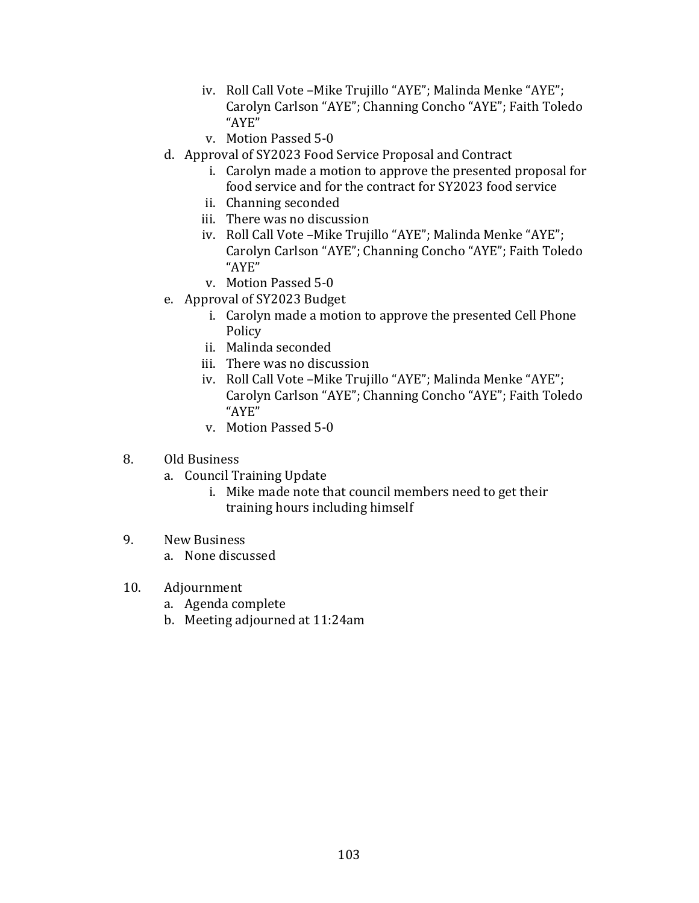iv. Roll Call Vote –Mike Trujillo "AYE"; Malinda Menke "AYE"; Carolyn Carlson "AYE"; Channing Concho "AYE"; Faith Toledo "AYE"
    v. Motion Passed 5-0

d. Approval of SY2023 Food Service Proposal and Contract
    i. Carolyn made a motion to approve the presented proposal for food service and for the contract for SY2023 food service
    ii. Channing seconded
    iii. There was no discussion
    iv. Roll Call Vote –Mike Trujillo "AYE"; Malinda Menke "AYE"; Carolyn Carlson "AYE"; Channing Concho "AYE"; Faith Toledo "AYE"
    v. Motion Passed 5-0

e. Approval of SY2023 Budget
    i. Carolyn made a motion to approve the presented Cell Phone Policy
    ii. Malinda seconded
    iii. There was no discussion
    iv. Roll Call Vote –Mike Trujillo "AYE"; Malinda Menke "AYE"; Carolyn Carlson "AYE"; Channing Concho "AYE"; Faith Toledo "AYE"
    v. Motion Passed 5-0

8. Old Business
    a. Council Training Update
        i. Mike made note that council members need to get their training hours including himself

9. New Business
    a. None discussed

10. Adjournment
    a. Agenda complete
    b. Meeting adjourned at 11:24am